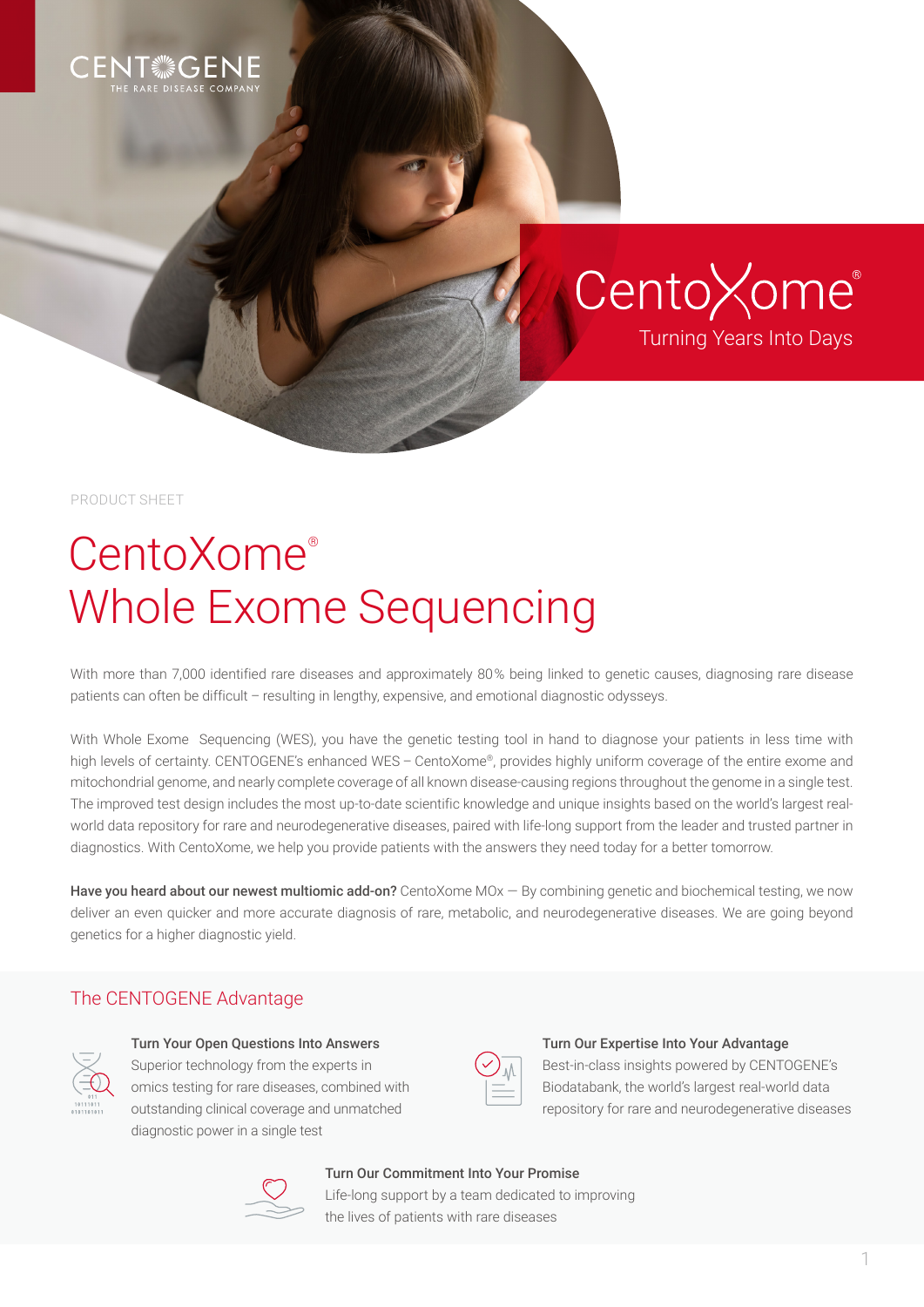CENTOGENE
THE RARE DISEASE COMPANY

CentoXome®
Turning Years Into Days

PRODUCT SHEET

# CentoXome® Whole Exome Sequencing

With more than 7,000 identified rare diseases and approximately 80% being linked to genetic causes, diagnosing rare disease patients can often be difficult – resulting in lengthy, expensive, and emotional diagnostic odysseys.

With Whole Exome Sequencing (WES), you have the genetic testing tool in hand to diagnose your patients in less time with high levels of certainty. CENTOGENE's enhanced WES – CentoXome®, provides highly uniform coverage of the entire exome and mitochondrial genome, and nearly complete coverage of all known disease-causing regions throughout the genome in a single test. The improved test design includes the most up-to-date scientific knowledge and unique insights based on the world's largest real-world data repository for rare and neurodegenerative diseases, paired with life-long support from the leader and trusted partner in diagnostics. With CentoXome, we help you provide patients with the answers they need today for a better tomorrow.

**Have you heard about our newest multiomic add-on?** CentoXome MOx — By combining genetic and biochemical testing, we now deliver an even quicker and more accurate diagnosis of rare, metabolic, and neurodegenerative diseases. We are going beyond genetics for a higher diagnostic yield.

## The CENTOGENE Advantage

**Turn Your Open Questions Into Answers**
Superior technology from the experts in omics testing for rare diseases, combined with outstanding clinical coverage and unmatched diagnostic power in a single test

**Turn Our Expertise Into Your Advantage**
Best-in-class insights powered by CENTOGENE's Biodatabank, the world's largest real-world data repository for rare and neurodegenerative diseases

**Turn Our Commitment Into Your Promise**
Life-long support by a team dedicated to improving the lives of patients with rare diseases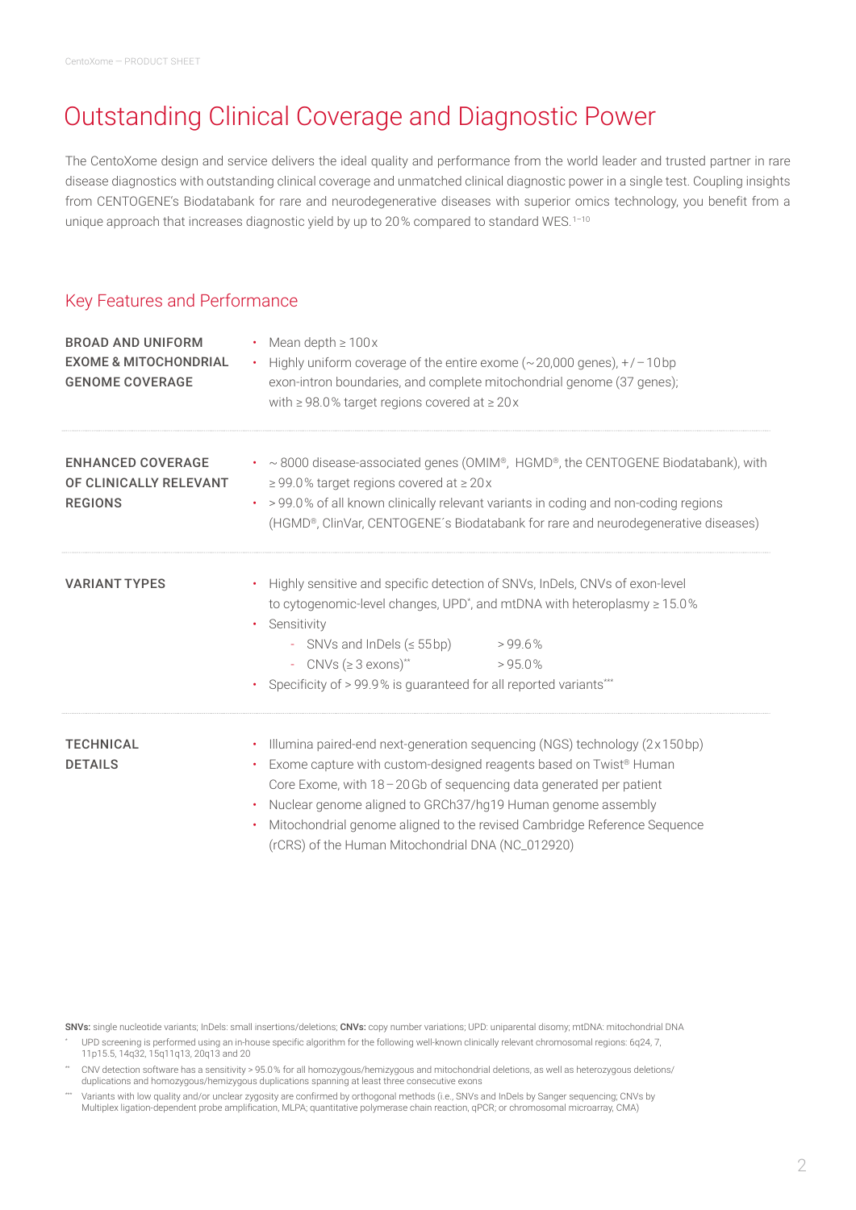# Outstanding Clinical Coverage and Diagnostic Power

The CentoXome design and service delivers the ideal quality and performance from the world leader and trusted partner in rare disease diagnostics with outstanding clinical coverage and unmatched clinical diagnostic power in a single test. Coupling insights from CENTOGENE's Biodatabank for rare and neurodegenerative diseases with superior omics technology, you benefit from a unique approach that increases diagnostic yield by up to 20% compared to standard WES.[1–10]

## Key Features and Performance

**BROAD AND UNIFORM EXOME & MITOCHONDRIAL GENOME COVERAGE**

- Mean depth ≥ 100x
- Highly uniform coverage of the entire exome (~20,000 genes), +/−10bp exon-intron boundaries, and complete mitochondrial genome (37 genes); with ≥ 98.0% target regions covered at ≥ 20x

**ENHANCED COVERAGE OF CLINICALLY RELEVANT REGIONS**

- ~ 8000 disease-associated genes (OMIM®, HGMD®, the CENTOGENE Biodatabank), with ≥ 99.0% target regions covered at ≥ 20x
- > 99.0% of all known clinically relevant variants in coding and non-coding regions (HGMD®, ClinVar, CENTOGENE´s Biodatabank for rare and neurodegenerative diseases)

**VARIANT TYPES**

- Highly sensitive and specific detection of SNVs, InDels, CNVs of exon-level to cytogenomic-level changes, UPD*, and mtDNA with heteroplasmy ≥ 15.0%
- Sensitivity
  - SNVs and InDels (≤ 55bp) > 99.6%
  - CNVs (≥ 3 exons)** > 95.0%
- Specificity of > 99.9% is guaranteed for all reported variants***

**TECHNICAL DETAILS**

- Illumina paired-end next-generation sequencing (NGS) technology (2x150bp)
- Exome capture with custom-designed reagents based on Twist® Human Core Exome, with 18–20Gb of sequencing data generated per patient
- Nuclear genome aligned to GRCh37/hg19 Human genome assembly
- Mitochondrial genome aligned to the revised Cambridge Reference Sequence (rCRS) of the Human Mitochondrial DNA (NC_012920)

**SNVs:** single nucleotide variants; InDels: small insertions/deletions; **CNVs:** copy number variations; UPD: uniparental disomy; mtDNA: mitochondrial DNA

\* UPD screening is performed using an in-house specific algorithm for the following well-known clinically relevant chromosomal regions: 6q24, 7, 11p15.5, 14q32, 15q11q13, 20q13 and 20

\*\* CNV detection software has a sensitivity > 95.0% for all homozygous/hemizygous and mitochondrial deletions, as well as heterozygous deletions/duplications and homozygous/hemizygous duplications spanning at least three consecutive exons

\*\*\* Variants with low quality and/or unclear zygosity are confirmed by orthogonal methods (i.e., SNVs and InDels by Sanger sequencing; CNVs by Multiplex ligation-dependent probe amplification, MLPA; quantitative polymerase chain reaction, qPCR; or chromosomal microarray, CMA)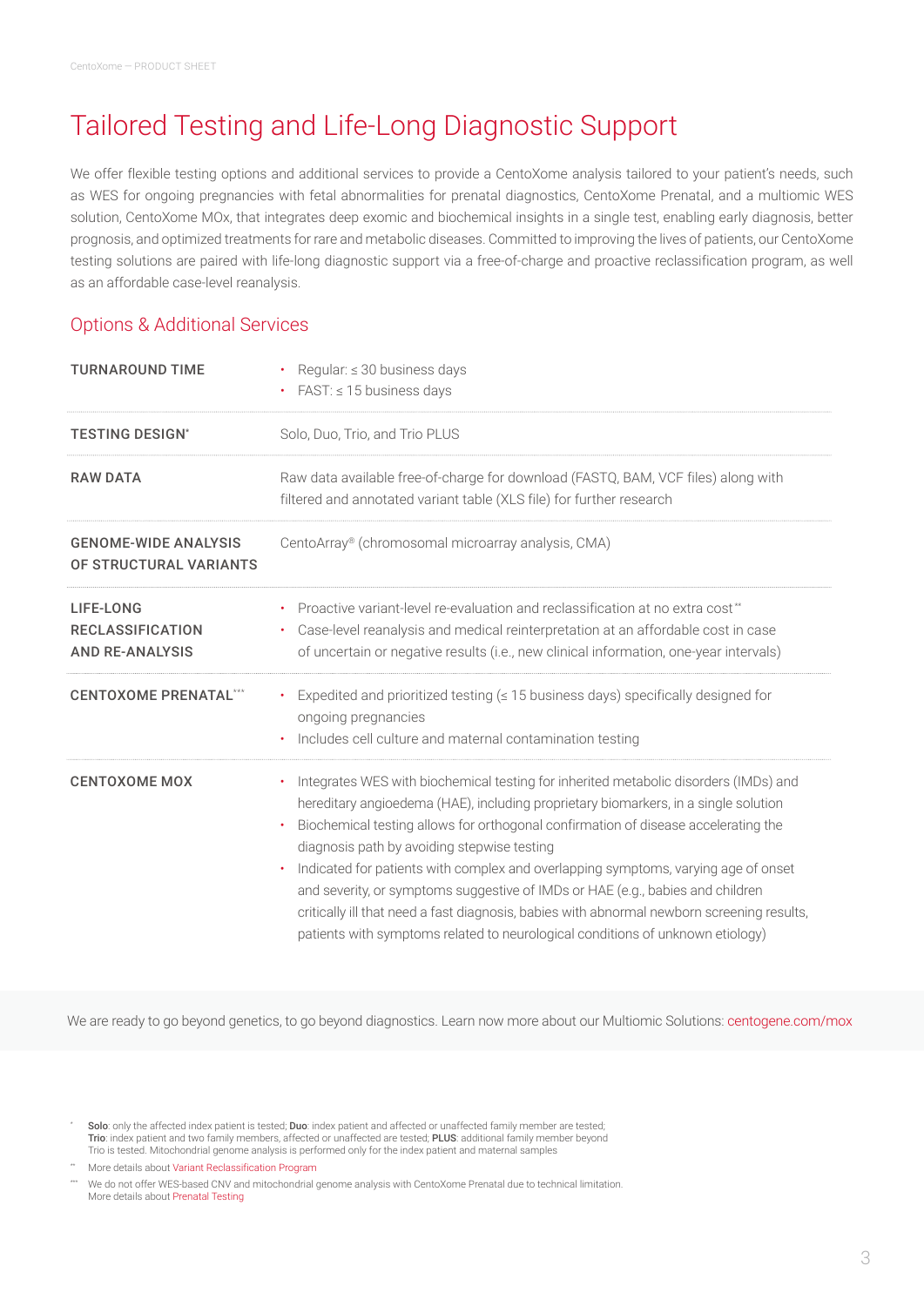# Tailored Testing and Life-Long Diagnostic Support

We offer flexible testing options and additional services to provide a CentoXome analysis tailored to your patient's needs, such as WES for ongoing pregnancies with fetal abnormalities for prenatal diagnostics, CentoXome Prenatal, and a multiomic WES solution, CentoXome MOx, that integrates deep exomic and biochemical insights in a single test, enabling early diagnosis, better prognosis, and optimized treatments for rare and metabolic diseases. Committed to improving the lives of patients, our CentoXome testing solutions are paired with life-long diagnostic support via a free-of-charge and proactive reclassification program, as well as an affordable case-level reanalysis.

## Options & Additional Services

| | |
|---|---|
| **TURNAROUND TIME** | • Regular: ≤ 30 business days<br>• FAST: ≤ 15 business days |
| **TESTING DESIGN*** | Solo, Duo, Trio, and Trio PLUS |
| **RAW DATA** | Raw data available free-of-charge for download (FASTQ, BAM, VCF files) along with filtered and annotated variant table (XLS file) for further research |
| **GENOME-WIDE ANALYSIS OF STRUCTURAL VARIANTS** | CentoArray® (chromosomal microarray analysis, CMA) |
| **LIFE-LONG RECLASSIFICATION AND RE-ANALYSIS** | • Proactive variant-level re-evaluation and reclassification at no extra cost**<br>• Case-level reanalysis and medical reinterpretation at an affordable cost in case of uncertain or negative results (i.e., new clinical information, one-year intervals) |
| **CENTOXOME PRENATAL*** ** | • Expedited and prioritized testing (≤ 15 business days) specifically designed for ongoing pregnancies<br>• Includes cell culture and maternal contamination testing |
| **CENTOXOME MOX** | • Integrates WES with biochemical testing for inherited metabolic disorders (IMDs) and hereditary angioedema (HAE), including proprietary biomarkers, in a single solution<br>• Biochemical testing allows for orthogonal confirmation of disease accelerating the diagnosis path by avoiding stepwise testing<br>• Indicated for patients with complex and overlapping symptoms, varying age of onset and severity, or symptoms suggestive of IMDs or HAE (e.g., babies and children critically ill that need a fast diagnosis, babies with abnormal newborn screening results, patients with symptoms related to neurological conditions of unknown etiology) |

We are ready to go beyond genetics, to go beyond diagnostics. Learn now more about our Multiomic Solutions: centogene.com/mox

\* **Solo**: only the affected index patient is tested; **Duo**: index patient and affected or unaffected family member are tested; **Trio**: index patient and two family members, affected or unaffected are tested; **PLUS**: additional family member beyond Trio is tested. Mitochondrial genome analysis is performed only for the index patient and maternal samples

\** More details about Variant Reclassification Program

\*** We do not offer WES-based CNV and mitochondrial genome analysis with CentoXome Prenatal due to technical limitation. More details about Prenatal Testing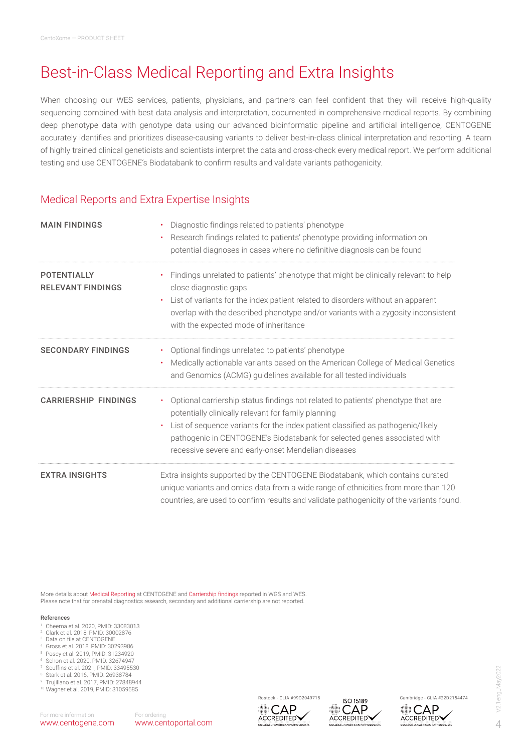# Best-in-Class Medical Reporting and Extra Insights

When choosing our WES services, patients, physicians, and partners can feel confident that they will receive high-quality sequencing combined with best data analysis and interpretation, documented in comprehensive medical reports. By combining deep phenotype data with genotype data using our advanced bioinformatic pipeline and artificial intelligence, CENTOGENE accurately identifies and prioritizes disease-causing variants to deliver best-in-class clinical interpretation and reporting. A team of highly trained clinical geneticists and scientists interpret the data and cross-check every medical report. We perform additional testing and use CENTOGENE's Biodatabank to confirm results and validate variants pathogenicity.

## Medical Reports and Extra Expertise Insights

| | |
|---|---|
| **MAIN FINDINGS** | • Diagnostic findings related to patients' phenotype<br>• Research findings related to patients' phenotype providing information on potential diagnoses in cases where no definitive diagnosis can be found |
| **POTENTIALLY RELEVANT FINDINGS** | • Findings unrelated to patients' phenotype that might be clinically relevant to help close diagnostic gaps<br>• List of variants for the index patient related to disorders without an apparent overlap with the described phenotype and/or variants with a zygosity inconsistent with the expected mode of inheritance |
| **SECONDARY FINDINGS** | • Optional findings unrelated to patients' phenotype<br>• Medically actionable variants based on the American College of Medical Genetics and Genomics (ACMG) guidelines available for all tested individuals |
| **CARRIERSHIP FINDINGS** | • Optional carriership status findings not related to patients' phenotype that are potentially clinically relevant for family planning<br>• List of sequence variants for the index patient classified as pathogenic/likely pathogenic in CENTOGENE's Biodatabank for selected genes associated with recessive severe and early-onset Mendelian diseases |
| **EXTRA INSIGHTS** | Extra insights supported by the CENTOGENE Biodatabank, which contains curated unique variants and omics data from a wide range of ethnicities from more than 120 countries, are used to confirm results and validate pathogenicity of the variants found. |

More details about Medical Reporting at CENTOGENE and Carriership findings reported in WGS and WES.
Please note that for prenatal diagnostics research, secondary and additional carriership are not reported.

**References**

1. Cheema et al. 2020, PMID: 33083013
2. Clark et al. 2018, PMID: 30002876
3. Data on file at CENTOGENE
4. Gross et al. 2018, PMID: 30293986
5. Posey et al. 2019, PMID: 31234920
6. Schon et al. 2020, PMID: 32674947
7. Scuffins et al. 2021, PMID: 33495530
8. Stark et al. 2016, PMID: 26938784
9. Trujillano et al. 2017, PMID: 27848944
10. Wagner et al. 2019, PMID: 31059585

For more information
www.centogene.com

For ordering
www.centoportal.com

Rostock - CLIA #99D2049715 CAP ACCREDITED COLLEGE of AMERICAN PATHOLOGISTS
ISO 15189 CAP ACCREDITED COLLEGE of AMERICAN PATHOLOGISTS
Cambridge - CLIA #22D2154474 CAP ACCREDITED COLLEGE of AMERICAN PATHOLOGISTS

V2.1eng_May2022